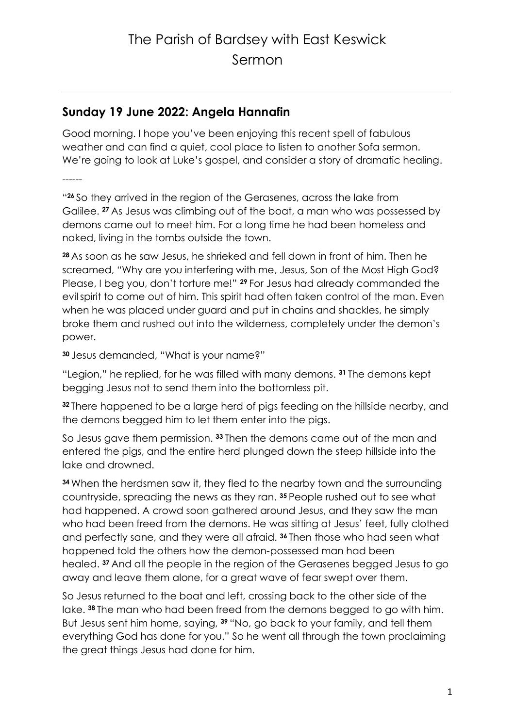# The Parish of Bardsey with East Keswick
# Sermon

---

## Sunday 19 June 2022: Angela Hannafin

Good morning. I hope you've been enjoying this recent spell of fabulous weather and can find a quiet, cool place to listen to another Sofa sermon. We're going to look at Luke's gospel, and consider a story of dramatic healing.

------

"**26** So they arrived in the region of the Gerasenes, across the lake from Galilee. **27** As Jesus was climbing out of the boat, a man who was possessed by demons came out to meet him. For a long time he had been homeless and naked, living in the tombs outside the town.

**28** As soon as he saw Jesus, he shrieked and fell down in front of him. Then he screamed, "Why are you interfering with me, Jesus, Son of the Most High God? Please, I beg you, don't torture me!" **29** For Jesus had already commanded the evil spirit to come out of him. This spirit had often taken control of the man. Even when he was placed under guard and put in chains and shackles, he simply broke them and rushed out into the wilderness, completely under the demon's power.

**30** Jesus demanded, "What is your name?"

"Legion," he replied, for he was filled with many demons. **31** The demons kept begging Jesus not to send them into the bottomless pit.

**32** There happened to be a large herd of pigs feeding on the hillside nearby, and the demons begged him to let them enter into the pigs.

So Jesus gave them permission. **33** Then the demons came out of the man and entered the pigs, and the entire herd plunged down the steep hillside into the lake and drowned.

**34** When the herdsmen saw it, they fled to the nearby town and the surrounding countryside, spreading the news as they ran. **35** People rushed out to see what had happened. A crowd soon gathered around Jesus, and they saw the man who had been freed from the demons. He was sitting at Jesus' feet, fully clothed and perfectly sane, and they were all afraid. **36** Then those who had seen what happened told the others how the demon-possessed man had been healed. **37** And all the people in the region of the Gerasenes begged Jesus to go away and leave them alone, for a great wave of fear swept over them.

So Jesus returned to the boat and left, crossing back to the other side of the lake. **38** The man who had been freed from the demons begged to go with him. But Jesus sent him home, saying, **39** "No, go back to your family, and tell them everything God has done for you." So he went all through the town proclaiming the great things Jesus had done for him.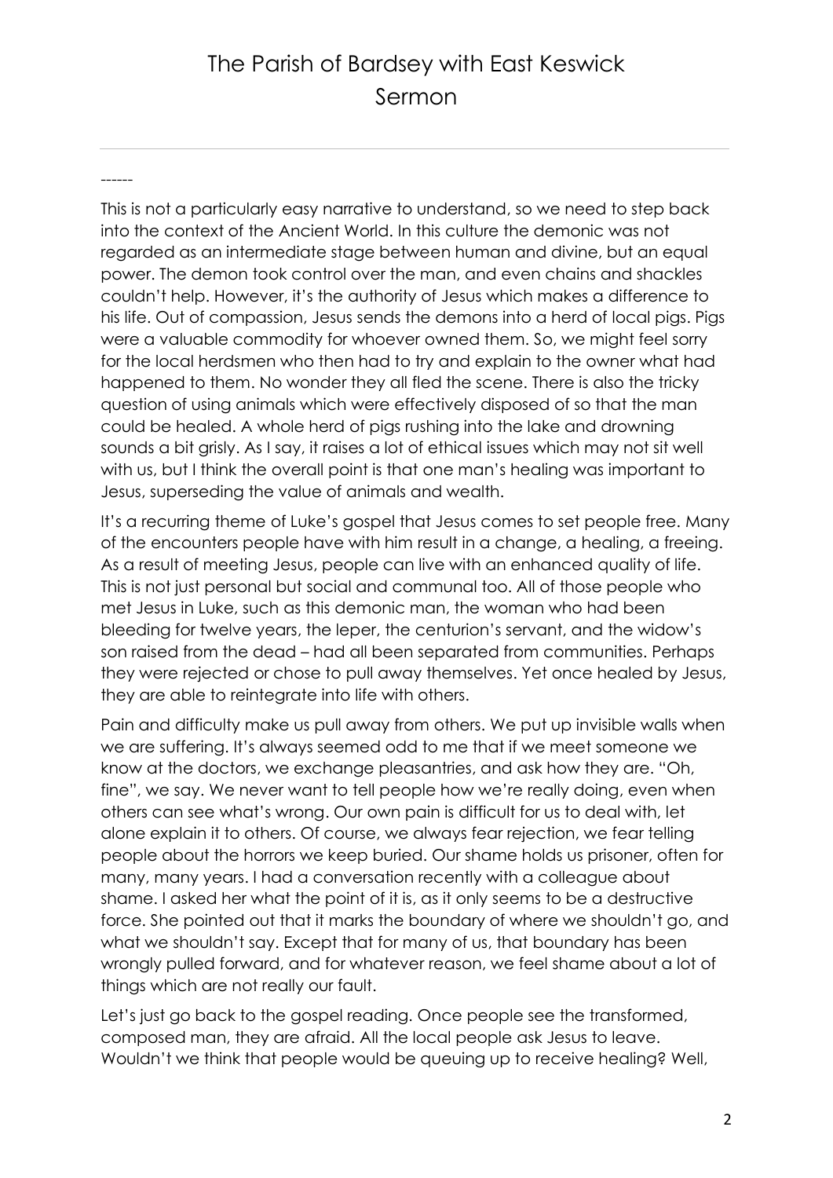------

This is not a particularly easy narrative to understand, so we need to step back into the context of the Ancient World. In this culture the demonic was not regarded as an intermediate stage between human and divine, but an equal power. The demon took control over the man, and even chains and shackles couldn't help. However, it's the authority of Jesus which makes a difference to his life. Out of compassion, Jesus sends the demons into a herd of local pigs. Pigs were a valuable commodity for whoever owned them. So, we might feel sorry for the local herdsmen who then had to try and explain to the owner what had happened to them. No wonder they all fled the scene. There is also the tricky question of using animals which were effectively disposed of so that the man could be healed. A whole herd of pigs rushing into the lake and drowning sounds a bit grisly. As I say, it raises a lot of ethical issues which may not sit well with us, but I think the overall point is that one man's healing was important to Jesus, superseding the value of animals and wealth.

It's a recurring theme of Luke's gospel that Jesus comes to set people free. Many of the encounters people have with him result in a change, a healing, a freeing. As a result of meeting Jesus, people can live with an enhanced quality of life. This is not just personal but social and communal too. All of those people who met Jesus in Luke, such as this demonic man, the woman who had been bleeding for twelve years, the leper, the centurion's servant, and the widow's son raised from the dead – had all been separated from communities. Perhaps they were rejected or chose to pull away themselves. Yet once healed by Jesus, they are able to reintegrate into life with others.

Pain and difficulty make us pull away from others. We put up invisible walls when we are suffering. It's always seemed odd to me that if we meet someone we know at the doctors, we exchange pleasantries, and ask how they are. "Oh, fine", we say. We never want to tell people how we're really doing, even when others can see what's wrong. Our own pain is difficult for us to deal with, let alone explain it to others. Of course, we always fear rejection, we fear telling people about the horrors we keep buried. Our shame holds us prisoner, often for many, many years. I had a conversation recently with a colleague about shame. I asked her what the point of it is, as it only seems to be a destructive force. She pointed out that it marks the boundary of where we shouldn't go, and what we shouldn't say. Except that for many of us, that boundary has been wrongly pulled forward, and for whatever reason, we feel shame about a lot of things which are not really our fault.

Let's just go back to the gospel reading. Once people see the transformed, composed man, they are afraid. All the local people ask Jesus to leave. Wouldn't we think that people would be queuing up to receive healing? Well,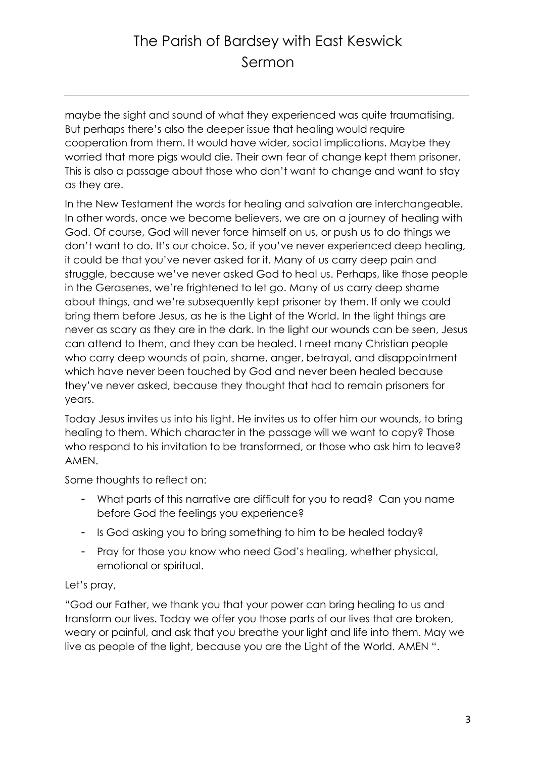maybe the sight and sound of what they experienced was quite traumatising. But perhaps there's also the deeper issue that healing would require cooperation from them. It would have wider, social implications. Maybe they worried that more pigs would die. Their own fear of change kept them prisoner. This is also a passage about those who don't want to change and want to stay as they are.

In the New Testament the words for healing and salvation are interchangeable. In other words, once we become believers, we are on a journey of healing with God. Of course, God will never force himself on us, or push us to do things we don't want to do. It's our choice. So, if you've never experienced deep healing, it could be that you've never asked for it. Many of us carry deep pain and struggle, because we've never asked God to heal us. Perhaps, like those people in the Gerasenes, we're frightened to let go. Many of us carry deep shame about things, and we're subsequently kept prisoner by them. If only we could bring them before Jesus, as he is the Light of the World. In the light things are never as scary as they are in the dark. In the light our wounds can be seen, Jesus can attend to them, and they can be healed. I meet many Christian people who carry deep wounds of pain, shame, anger, betrayal, and disappointment which have never been touched by God and never been healed because they've never asked, because they thought that had to remain prisoners for years.

Today Jesus invites us into his light. He invites us to offer him our wounds, to bring healing to them. Which character in the passage will we want to copy? Those who respond to his invitation to be transformed, or those who ask him to leave? AMEN.

Some thoughts to reflect on:

- What parts of this narrative are difficult for you to read? Can you name before God the feelings you experience?
- Is God asking you to bring something to him to be healed today?
- Pray for those you know who need God's healing, whether physical, emotional or spiritual.

Let's pray,

"God our Father, we thank you that your power can bring healing to us and transform our lives. Today we offer you those parts of our lives that are broken, weary or painful, and ask that you breathe your light and life into them. May we live as people of the light, because you are the Light of the World. AMEN ".